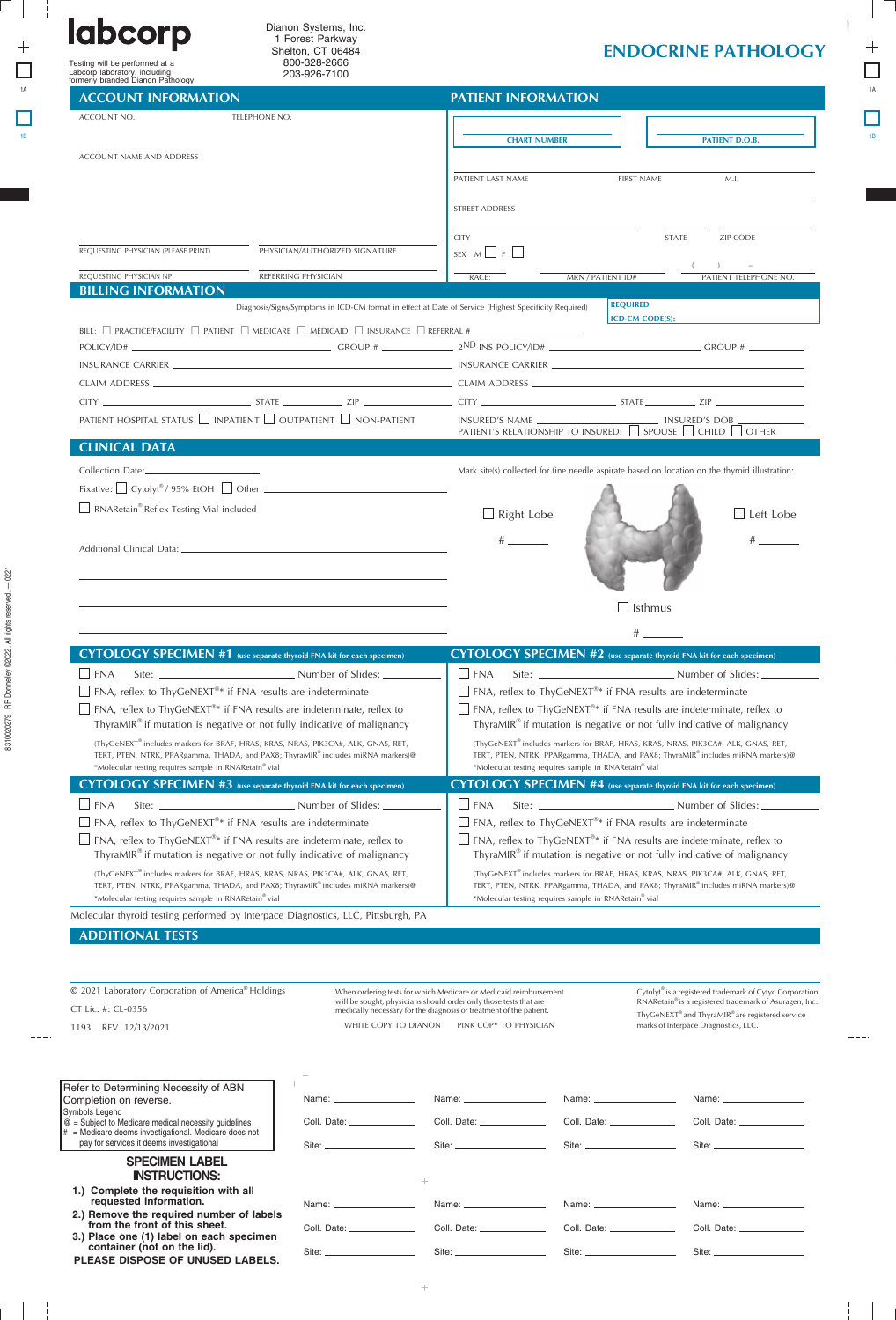# labcorp

Testing will be performed at a Labcorp laboratory, including formerly branded Dianon Pathology.

Dianon Systems, Inc.
1 Forest Parkway
Shelton, CT 06484
800-328-2666
203-926-7100

# ENDOCRINE PATHOLOGY

## ACCOUNT INFORMATION

ACCOUNT NO. TELEPHONE NO.

ACCOUNT NAME AND ADDRESS

REQUESTING PHYSICIAN (PLEASE PRINT) PHYSICIAN/AUTHORIZED SIGNATURE

REQUESTING PHYSICIAN NPI REFERRING PHYSICIAN

## PATIENT INFORMATION

CHART NUMBER | PATIENT D.O.B.

PATIENT LAST NAME FIRST NAME M.I.

STREET ADDRESS

CITY STATE ZIP CODE

SEX M ☐ F ☐

RACE: MRN / PATIENT ID# ( ) – PATIENT TELEPHONE NO.

## BILLING INFORMATION

Diagnosis/Signs/Symptoms in ICD-CM format in effect at Date of Service (Highest Specificity Required) **REQUIRED ICD-CM CODE(S):**

BILL: ☐ PRACTICE/FACILITY ☐ PATIENT ☐ MEDICARE ☐ MEDICAID ☐ INSURANCE ☐ REFERRAL # ____________

POLICY/ID# ____________ GROUP # ____________ 2ND INS POLICY/ID# ____________ GROUP # ____________

INSURANCE CARRIER ____________ INSURANCE CARRIER ____________

CLAIM ADDRESS ____________ CLAIM ADDRESS ____________

CITY ____________ STATE ____________ ZIP ____________ CITY ____________ STATE ____________ ZIP ____________

PATIENT HOSPITAL STATUS ☐ INPATIENT ☐ OUTPATIENT ☐ NON-PATIENT

INSURED'S NAME ____________ INSURED'S DOB ____________

PATIENT'S RELATIONSHIP TO INSURED: ☐ SPOUSE ☐ CHILD ☐ OTHER

## CLINICAL DATA

Collection Date: ____________

Fixative: ☐ Cytolyt® / 95% EtOH ☐ Other: ____________

☐ RNARetain® Reflex Testing Vial included

Additional Clinical Data: ____________

Mark site(s) collected for fine needle aspirate based on location on the thyroid illustration:

☐ Right Lobe # ______

☐ Left Lobe # ______

☐ Isthmus # ______

## CYTOLOGY SPECIMEN #1 (use separate thyroid FNA kit for each specimen)

☐ FNA Site: ____________ Number of Slides: ____________

☐ FNA, reflex to ThyGeNEXT®* if FNA results are indeterminate

☐ FNA, reflex to ThyGeNEXT®* if FNA results are indeterminate, reflex to ThyraMIR® if mutation is negative or not fully indicative of malignancy

(ThyGeNEXT® includes markers for BRAF, HRAS, KRAS, NRAS, PIK3CA#, ALK, GNAS, RET, TERT, PTEN, NTRK, PPARgamma, THADA, and PAX8; ThyraMIR® includes miRNA markers)@
*Molecular testing requires sample in RNARetain® vial

## CYTOLOGY SPECIMEN #2 (use separate thyroid FNA kit for each specimen)

☐ FNA Site: ____________ Number of Slides: ____________

☐ FNA, reflex to ThyGeNEXT®* if FNA results are indeterminate

☐ FNA, reflex to ThyGeNEXT®* if FNA results are indeterminate, reflex to ThyraMIR® if mutation is negative or not fully indicative of malignancy

(ThyGeNEXT® includes markers for BRAF, HRAS, KRAS, NRAS, PIK3CA#, ALK, GNAS, RET, TERT, PTEN, NTRK, PPARgamma, THADA, and PAX8; ThyraMIR® includes miRNA markers)@
*Molecular testing requires sample in RNARetain® vial

## CYTOLOGY SPECIMEN #3 (use separate thyroid FNA kit for each specimen)

☐ FNA Site: ____________ Number of Slides: ____________

☐ FNA, reflex to ThyGeNEXT®* if FNA results are indeterminate

☐ FNA, reflex to ThyGeNEXT®* if FNA results are indeterminate, reflex to ThyraMIR® if mutation is negative or not fully indicative of malignancy

(ThyGeNEXT® includes markers for BRAF, HRAS, KRAS, NRAS, PIK3CA#, ALK, GNAS, RET, TERT, PTEN, NTRK, PPARgamma, THADA, and PAX8; ThyraMIR® includes miRNA markers)@
*Molecular testing requires sample in RNARetain® vial

## CYTOLOGY SPECIMEN #4 (use separate thyroid FNA kit for each specimen)

☐ FNA Site: ____________ Number of Slides: ____________

☐ FNA, reflex to ThyGeNEXT®* if FNA results are indeterminate

☐ FNA, reflex to ThyGeNEXT®* if FNA results are indeterminate, reflex to ThyraMIR® if mutation is negative or not fully indicative of malignancy

(ThyGeNEXT® includes markers for BRAF, HRAS, KRAS, NRAS, PIK3CA#, ALK, GNAS, RET, TERT, PTEN, NTRK, PPARgamma, THADA, and PAX8; ThyraMIR® includes miRNA markers)@
*Molecular testing requires sample in RNARetain® vial

Molecular thyroid testing performed by Interpace Diagnostics, LLC, Pittsburgh, PA

## ADDITIONAL TESTS

© 2021 Laboratory Corporation of America® Holdings
CT Lic. #: CL-0356
1193 REV. 12/13/2021

When ordering tests for which Medicare or Medicaid reimbursement will be sought, physicians should order only those tests that are medically necessary for the diagnosis or treatment of the patient.

WHITE COPY TO DIANON PINK COPY TO PHYSICIAN

Cytolyt® is a registered trademark of Cytyc Corporation. RNARetain® is a registered trademark of Asuragen, Inc. ThyGeNEXT® and ThyraMIR® are registered service marks of Interpace Diagnostics, LLC.

Refer to Determining Necessity of ABN Completion on reverse.

Symbols Legend
@ = Subject to Medicare medical necessity guidelines
# = Medicare deems investigational. Medicare does not pay for services it deems investigational

**SPECIMEN LABEL INSTRUCTIONS:**

1. **Complete the requisition with all requested information.**
2. **Remove the required number of labels from the front of this sheet.**
3. **Place one (1) label on each specimen container (not on the lid).**

**PLEASE DISPOSE OF UNUSED LABELS.**

| | | | |
|---|---|---|---|
| Name: ______ | Name: ______ | Name: ______ | Name: ______ |
| Coll. Date: ______ | Coll. Date: ______ | Coll. Date: ______ | Coll. Date: ______ |
| Site: ______ | Site: ______ | Site: ______ | Site: ______ |
| Name: ______ | Name: ______ | Name: ______ | Name: ______ |
| Coll. Date: ______ | Coll. Date: ______ | Coll. Date: ______ | Coll. Date: ______ |
| Site: ______ | Site: ______ | Site: ______ | Site: ______ |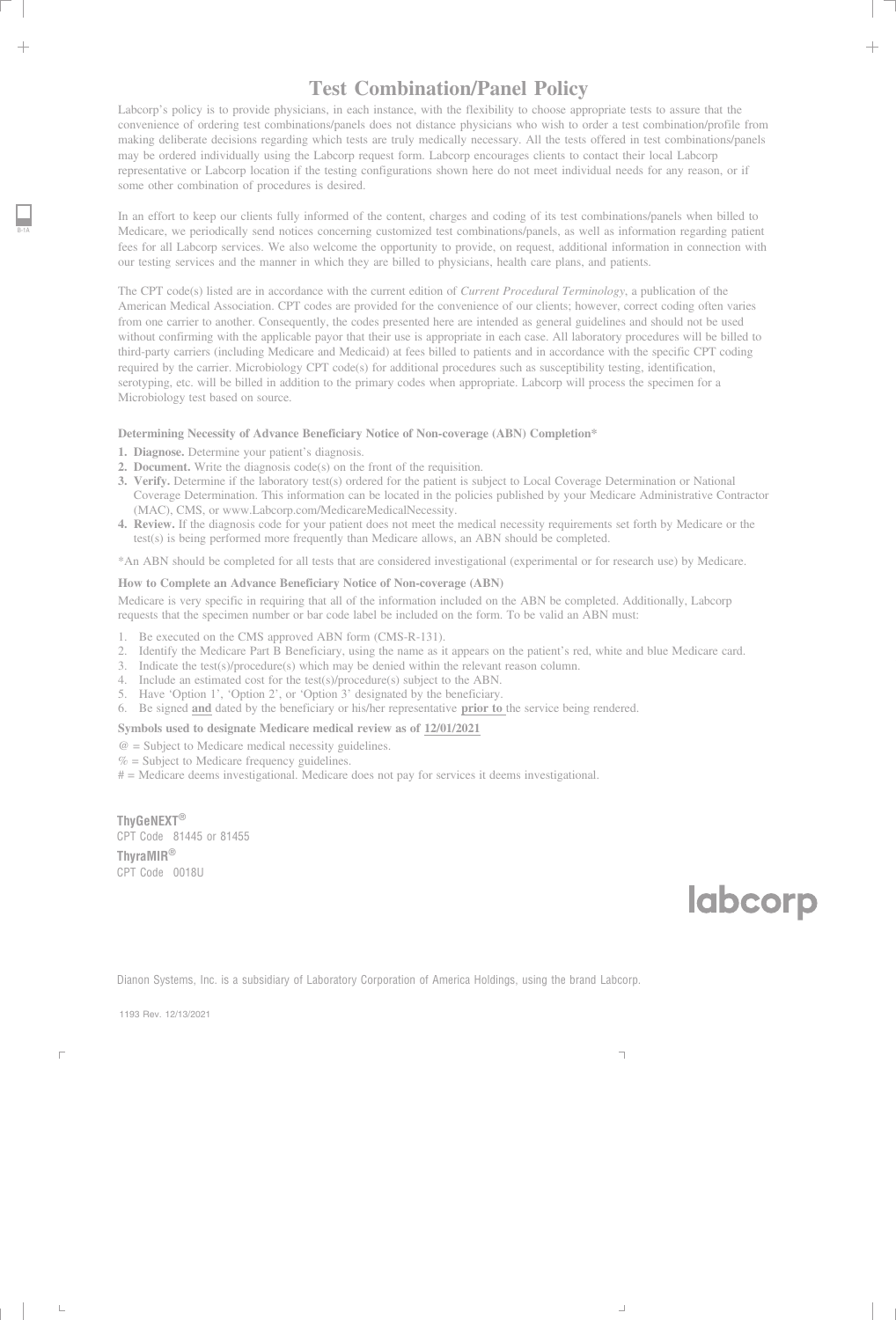# Test Combination/Panel Policy

Labcorp's policy is to provide physicians, in each instance, with the flexibility to choose appropriate tests to assure that the convenience of ordering test combinations/panels does not distance physicians who wish to order a test combination/profile from making deliberate decisions regarding which tests are truly medically necessary. All the tests offered in test combinations/panels may be ordered individually using the Labcorp request form. Labcorp encourages clients to contact their local Labcorp representative or Labcorp location if the testing configurations shown here do not meet individual needs for any reason, or if some other combination of procedures is desired.

In an effort to keep our clients fully informed of the content, charges and coding of its test combinations/panels when billed to Medicare, we periodically send notices concerning customized test combinations/panels, as well as information regarding patient fees for all Labcorp services. We also welcome the opportunity to provide, on request, additional information in connection with our testing services and the manner in which they are billed to physicians, health care plans, and patients.

The CPT code(s) listed are in accordance with the current edition of *Current Procedural Terminology*, a publication of the American Medical Association. CPT codes are provided for the convenience of our clients; however, correct coding often varies from one carrier to another. Consequently, the codes presented here are intended as general guidelines and should not be used without confirming with the applicable payor that their use is appropriate in each case. All laboratory procedures will be billed to third-party carriers (including Medicare and Medicaid) at fees billed to patients and in accordance with the specific CPT coding required by the carrier. Microbiology CPT code(s) for additional procedures such as susceptibility testing, identification, serotyping, etc. will be billed in addition to the primary codes when appropriate. Labcorp will process the specimen for a Microbiology test based on source.

**Determining Necessity of Advance Beneficiary Notice of Non-coverage (ABN) Completion***

1. **Diagnose.** Determine your patient's diagnosis.
2. **Document.** Write the diagnosis code(s) on the front of the requisition.
3. **Verify.** Determine if the laboratory test(s) ordered for the patient is subject to Local Coverage Determination or National Coverage Determination. This information can be located in the policies published by your Medicare Administrative Contractor (MAC), CMS, or www.Labcorp.com/MedicareMedicalNecessity.
4. **Review.** If the diagnosis code for your patient does not meet the medical necessity requirements set forth by Medicare or the test(s) is being performed more frequently than Medicare allows, an ABN should be completed.

*An ABN should be completed for all tests that are considered investigational (experimental or for research use) by Medicare.

**How to Complete an Advance Beneficiary Notice of Non-coverage (ABN)**

Medicare is very specific in requiring that all of the information included on the ABN be completed. Additionally, Labcorp requests that the specimen number or bar code label be included on the form. To be valid an ABN must:

1. Be executed on the CMS approved ABN form (CMS-R-131).
2. Identify the Medicare Part B Beneficiary, using the name as it appears on the patient's red, white and blue Medicare card.
3. Indicate the test(s)/procedure(s) which may be denied within the relevant reason column.
4. Include an estimated cost for the test(s)/procedure(s) subject to the ABN.
5. Have 'Option 1', 'Option 2', or 'Option 3' designated by the beneficiary.
6. Be signed **and** dated by the beneficiary or his/her representative **prior to** the service being rendered.

**Symbols used to designate Medicare medical review as of 12/01/2021**

@ = Subject to Medicare medical necessity guidelines.
% = Subject to Medicare frequency guidelines.
# = Medicare deems investigational. Medicare does not pay for services it deems investigational.

**ThyGeNEXT®**
CPT Code 81445 or 81455

**ThyraMIR®**
CPT Code 0018U

labcorp

Dianon Systems, Inc. is a subsidiary of Laboratory Corporation of America Holdings, using the brand Labcorp.

1193 Rev. 12/13/2021